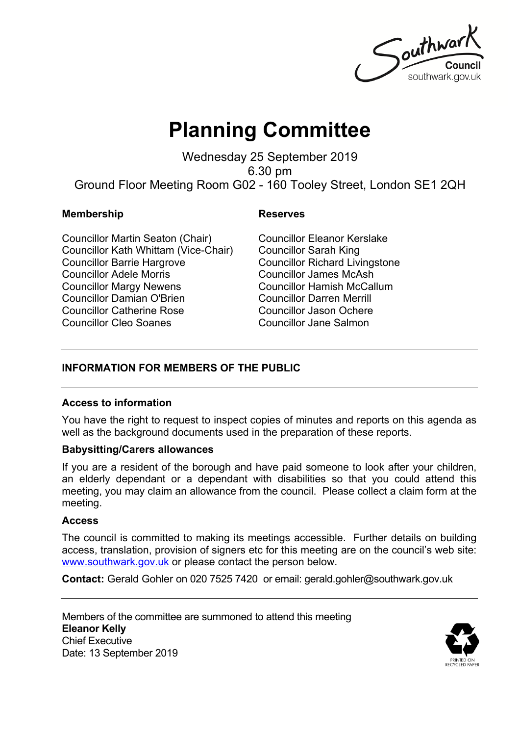# Planning Committee

Wednesday 25 September 2019
6.30 pm
Ground Floor Meeting Room G02 - 160 Tooley Street, London SE1 2QH

| **Membership** | **Reserves** |
| --- | --- |
| Councillor Martin Seaton (Chair) | Councillor Eleanor Kerslake |
| Councillor Kath Whittam (Vice-Chair) | Councillor Sarah King |
| Councillor Barrie Hargrove | Councillor Richard Livingstone |
| Councillor Adele Morris | Councillor James McAsh |
| Councillor Margy Newens | Councillor Hamish McCallum |
| Councillor Damian O'Brien | Councillor Darren Merrill |
| Councillor Catherine Rose | Councillor Jason Ochere |
| Councillor Cleo Soanes | Councillor Jane Salmon |

---

## INFORMATION FOR MEMBERS OF THE PUBLIC

---

### Access to information

You have the right to request to inspect copies of minutes and reports on this agenda as well as the background documents used in the preparation of these reports.

### Babysitting/Carers allowances

If you are a resident of the borough and have paid someone to look after your children, an elderly dependant or a dependant with disabilities so that you could attend this meeting, you may claim an allowance from the council. Please collect a claim form at the meeting.

### Access

The council is committed to making its meetings accessible. Further details on building access, translation, provision of signers etc for this meeting are on the council's web site: www.southwark.gov.uk or please contact the person below.

**Contact:** Gerald Gohler on 020 7525 7420 or email: gerald.gohler@southwark.gov.uk

---

Members of the committee are summoned to attend this meeting
**Eleanor Kelly**
Chief Executive
Date: 13 September 2019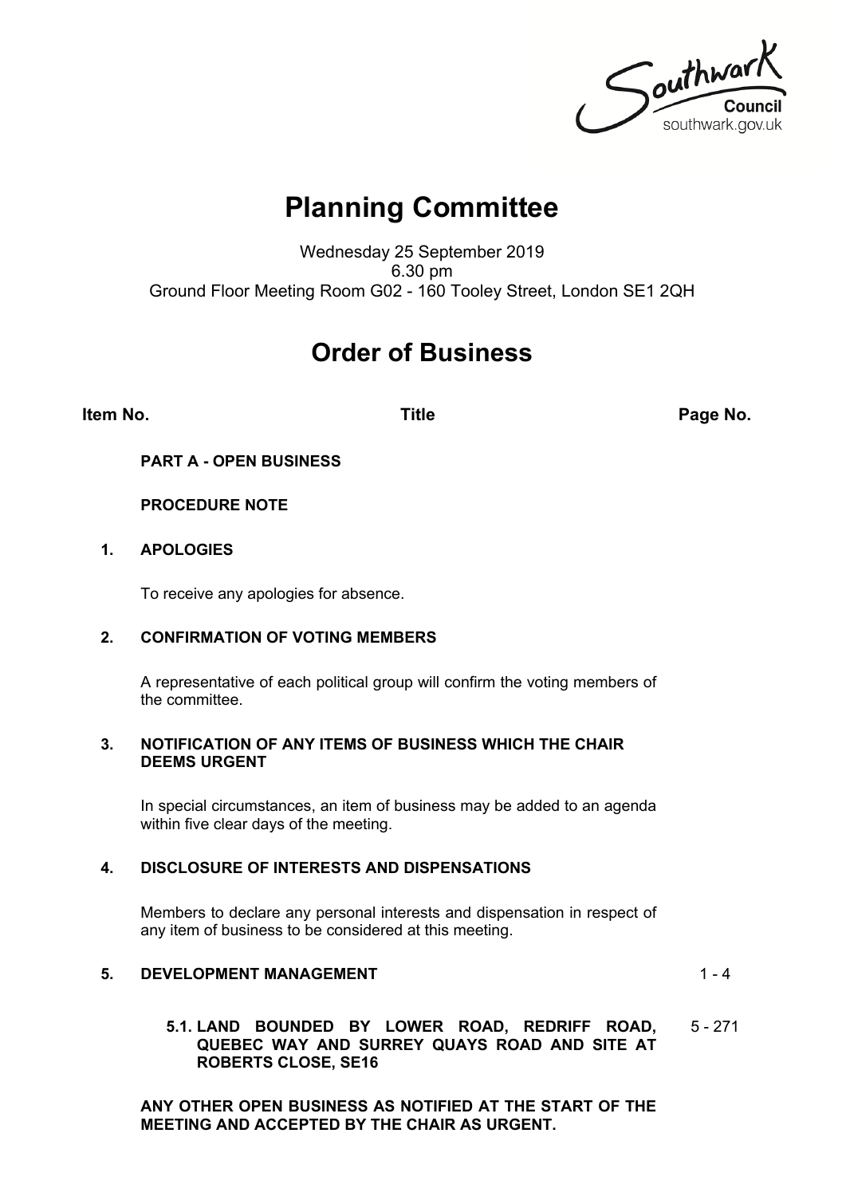Southwark Council
southwark.gov.uk

# Planning Committee

Wednesday 25 September 2019
6.30 pm
Ground Floor Meeting Room G02 - 160 Tooley Street, London SE1 2QH

# Order of Business

| Item No. | Title | Page No. |
|---|---|---|
| | **PART A - OPEN BUSINESS** | |
| | **PROCEDURE NOTE** | |
| **1.** | **APOLOGIES**<br><br>To receive any apologies for absence. | |
| **2.** | **CONFIRMATION OF VOTING MEMBERS**<br><br>A representative of each political group will confirm the voting members of the committee. | |
| **3.** | **NOTIFICATION OF ANY ITEMS OF BUSINESS WHICH THE CHAIR DEEMS URGENT**<br><br>In special circumstances, an item of business may be added to an agenda within five clear days of the meeting. | |
| **4.** | **DISCLOSURE OF INTERESTS AND DISPENSATIONS**<br><br>Members to declare any personal interests and dispensation in respect of any item of business to be considered at this meeting. | |
| **5.** | **DEVELOPMENT MANAGEMENT** | 1 - 4 |
| | **5.1. LAND BOUNDED BY LOWER ROAD, REDRIFF ROAD, QUEBEC WAY AND SURREY QUAYS ROAD AND SITE AT ROBERTS CLOSE, SE16** | 5 - 271 |
| | **ANY OTHER OPEN BUSINESS AS NOTIFIED AT THE START OF THE MEETING AND ACCEPTED BY THE CHAIR AS URGENT.** | |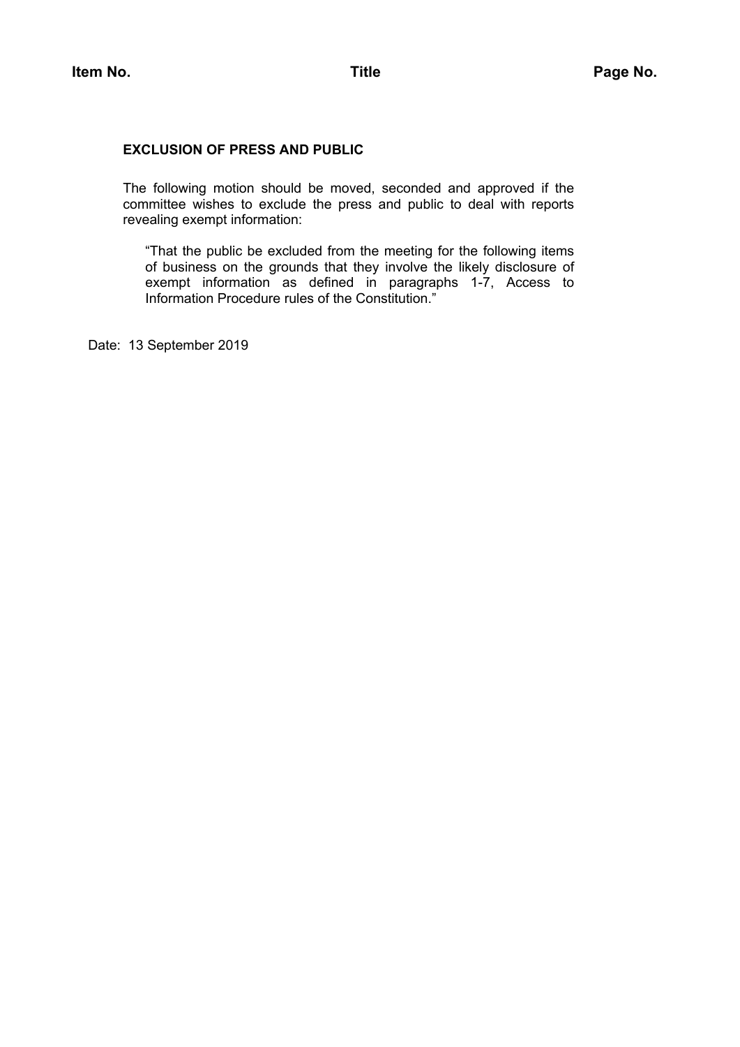**Item No.** **Title** **Page No.**

**EXCLUSION OF PRESS AND PUBLIC**

The following motion should be moved, seconded and approved if the committee wishes to exclude the press and public to deal with reports revealing exempt information:

> "That the public be excluded from the meeting for the following items of business on the grounds that they involve the likely disclosure of exempt information as defined in paragraphs 1-7, Access to Information Procedure rules of the Constitution."

Date: 13 September 2019